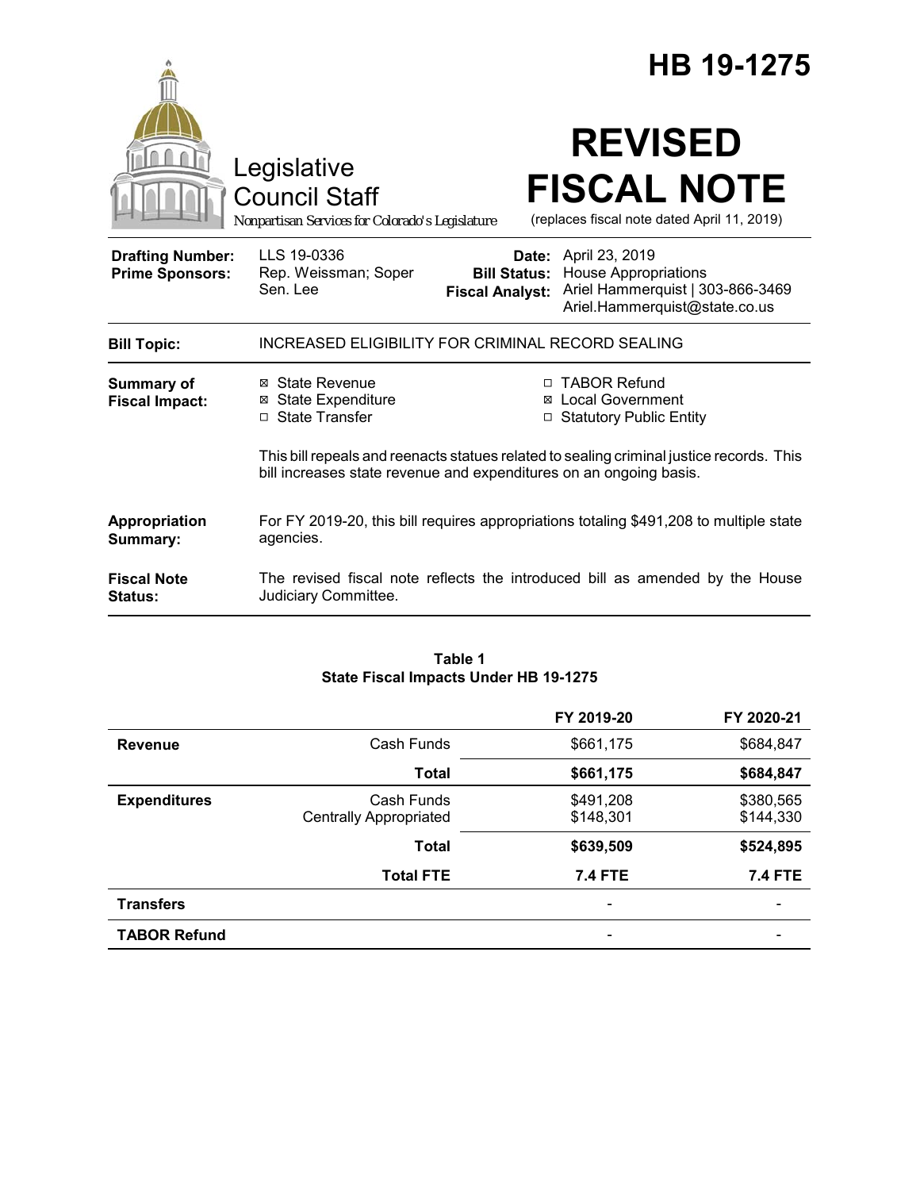# HB 19-1275

Legislative Council Staff

*Nonpartisan Services for Colorado's Legislature*

# REVISED FISCAL NOTE

(replaces fiscal note dated April 11, 2019)

| | | | |
|---|---|---|---|
| **Drafting Number:** | LLS 19-0336 | **Date:** | April 23, 2019 |
| **Prime Sponsors:** | Rep. Weissman; Soper<br>Sen. Lee | **Bill Status:** | House Appropriations |
| | | **Fiscal Analyst:** | Ariel Hammerquist \| 303-866-3469<br>Ariel.Hammerquist@state.co.us |

| | |
|---|---|
| **Bill Topic:** | INCREASED ELIGIBILITY FOR CRIMINAL RECORD SEALING |
| **Summary of Fiscal Impact:** | ☒ State Revenue<br>☒ State Expenditure<br>☐ State Transfer<br>☐ TABOR Refund<br>☒ Local Government<br>☐ Statutory Public Entity<br><br>This bill repeals and reenacts statues related to sealing criminal justice records. This bill increases state revenue and expenditures on an ongoing basis. |
| **Appropriation Summary:** | For FY 2019-20, this bill requires appropriations totaling $491,208 to multiple state agencies. |
| **Fiscal Note Status:** | The revised fiscal note reflects the introduced bill as amended by the House Judiciary Committee. |

**Table 1**
**State Fiscal Impacts Under HB 19-1275**

| | | FY 2019-20 | FY 2020-21 |
|---|---|---|---|
| **Revenue** | Cash Funds | $661,175 | $684,847 |
| | **Total** | **$661,175** | **$684,847** |
| **Expenditures** | Cash Funds<br>Centrally Appropriated | $491,208<br>$148,301 | $380,565<br>$144,330 |
| | **Total** | **$639,509** | **$524,895** |
| | **Total FTE** | **7.4 FTE** | **7.4 FTE** |
| **Transfers** | | - | - |
| **TABOR Refund** | | - | - |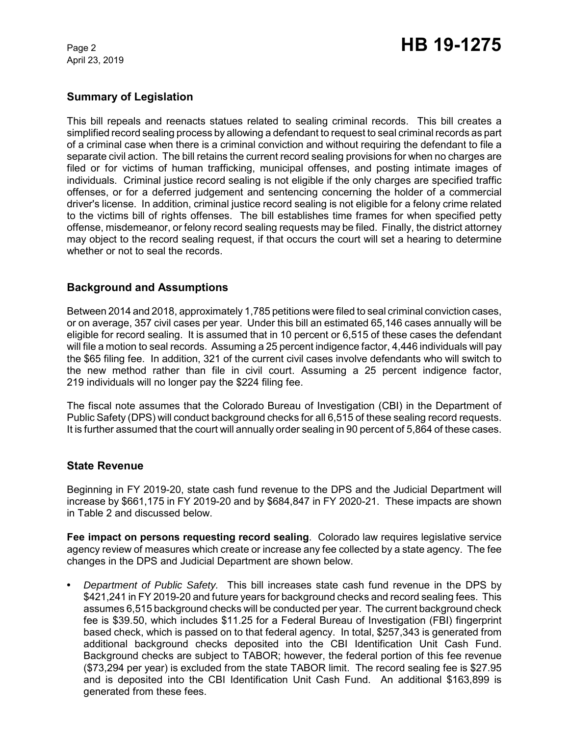## Summary of Legislation

This bill repeals and reenacts statues related to sealing criminal records. This bill creates a simplified record sealing process by allowing a defendant to request to seal criminal records as part of a criminal case when there is a criminal conviction and without requiring the defendant to file a separate civil action. The bill retains the current record sealing provisions for when no charges are filed or for victims of human trafficking, municipal offenses, and posting intimate images of individuals. Criminal justice record sealing is not eligible if the only charges are specified traffic offenses, or for a deferred judgement and sentencing concerning the holder of a commercial driver's license. In addition, criminal justice record sealing is not eligible for a felony crime related to the victims bill of rights offenses. The bill establishes time frames for when specified petty offense, misdemeanor, or felony record sealing requests may be filed. Finally, the district attorney may object to the record sealing request, if that occurs the court will set a hearing to determine whether or not to seal the records.

## Background and Assumptions

Between 2014 and 2018, approximately 1,785 petitions were filed to seal criminal conviction cases, or on average, 357 civil cases per year. Under this bill an estimated 65,146 cases annually will be eligible for record sealing. It is assumed that in 10 percent or 6,515 of these cases the defendant will file a motion to seal records. Assuming a 25 percent indigence factor, 4,446 individuals will pay the $65 filing fee. In addition, 321 of the current civil cases involve defendants who will switch to the new method rather than file in civil court. Assuming a 25 percent indigence factor, 219 individuals will no longer pay the $224 filing fee.

The fiscal note assumes that the Colorado Bureau of Investigation (CBI) in the Department of Public Safety (DPS) will conduct background checks for all 6,515 of these sealing record requests. It is further assumed that the court will annually order sealing in 90 percent of 5,864 of these cases.

## State Revenue

Beginning in FY 2019-20, state cash fund revenue to the DPS and the Judicial Department will increase by $661,175 in FY 2019-20 and by $684,847 in FY 2020-21. These impacts are shown in Table 2 and discussed below.

**Fee impact on persons requesting record sealing**. Colorado law requires legislative service agency review of measures which create or increase any fee collected by a state agency. The fee changes in the DPS and Judicial Department are shown below.

- *Department of Public Safety.* This bill increases state cash fund revenue in the DPS by $421,241 in FY 2019-20 and future years for background checks and record sealing fees. This assumes 6,515 background checks will be conducted per year. The current background check fee is $39.50, which includes $11.25 for a Federal Bureau of Investigation (FBI) fingerprint based check, which is passed on to that federal agency. In total, $257,343 is generated from additional background checks deposited into the CBI Identification Unit Cash Fund. Background checks are subject to TABOR; however, the federal portion of this fee revenue ($73,294 per year) is excluded from the state TABOR limit. The record sealing fee is $27.95 and is deposited into the CBI Identification Unit Cash Fund. An additional $163,899 is generated from these fees.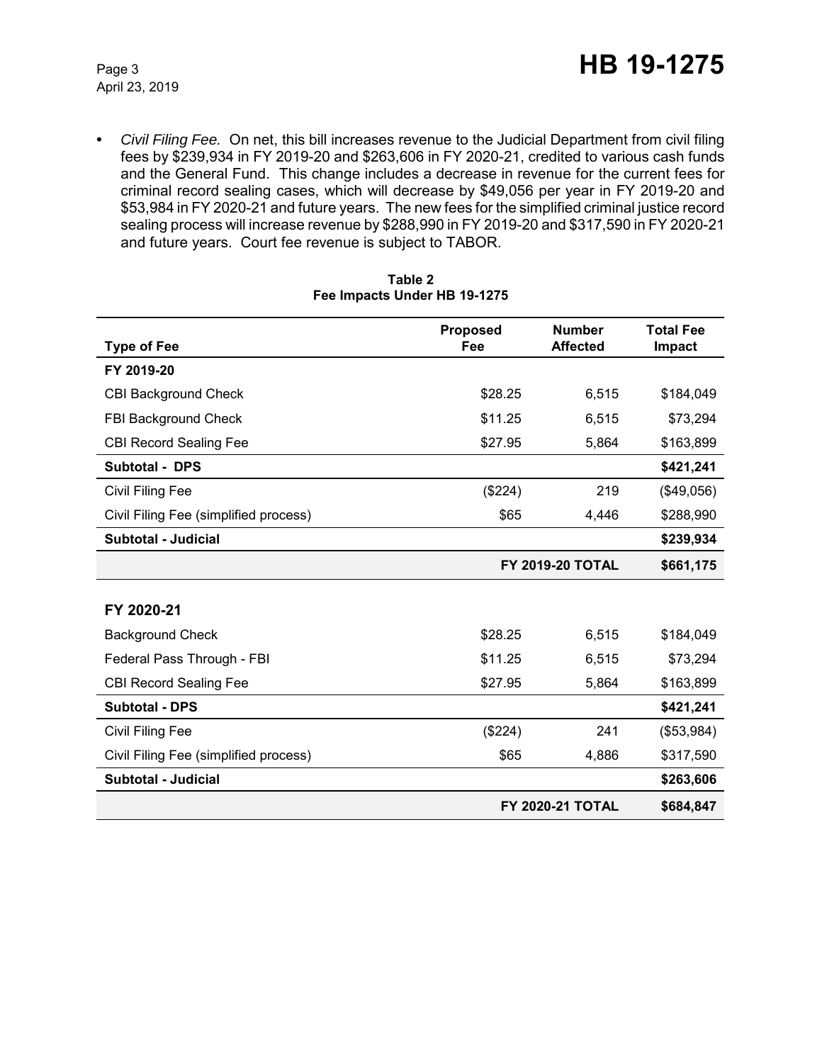- *Civil Filing Fee.* On net, this bill increases revenue to the Judicial Department from civil filing fees by $239,934 in FY 2019-20 and $263,606 in FY 2020-21, credited to various cash funds and the General Fund. This change includes a decrease in revenue for the current fees for criminal record sealing cases, which will decrease by $49,056 per year in FY 2019-20 and $53,984 in FY 2020-21 and future years. The new fees for the simplified criminal justice record sealing process will increase revenue by $288,990 in FY 2019-20 and $317,590 in FY 2020-21 and future years. Court fee revenue is subject to TABOR.

**Table 2**
**Fee Impacts Under HB 19-1275**

| Type of Fee | Proposed Fee | Number Affected | Total Fee Impact |
|---|---|---|---|
| **FY 2019-20** | | | |
| CBI Background Check | $28.25 | 6,515 | $184,049 |
| FBI Background Check | $11.25 | 6,515 | $73,294 |
| CBI Record Sealing Fee | $27.95 | 5,864 | $163,899 |
| **Subtotal - DPS** | | | **$421,241** |
| Civil Filing Fee | ($224) | 219 | ($49,056) |
| Civil Filing Fee (simplified process) | $65 | 4,446 | $288,990 |
| **Subtotal - Judicial** | | | **$239,934** |
| | | **FY 2019-20 TOTAL** | **$661,175** |
| **FY 2020-21** | | | |
| Background Check | $28.25 | 6,515 | $184,049 |
| Federal Pass Through - FBI | $11.25 | 6,515 | $73,294 |
| CBI Record Sealing Fee | $27.95 | 5,864 | $163,899 |
| **Subtotal - DPS** | | | **$421,241** |
| Civil Filing Fee | ($224) | 241 | ($53,984) |
| Civil Filing Fee (simplified process) | $65 | 4,886 | $317,590 |
| **Subtotal - Judicial** | | | **$263,606** |
| | | **FY 2020-21 TOTAL** | **$684,847** |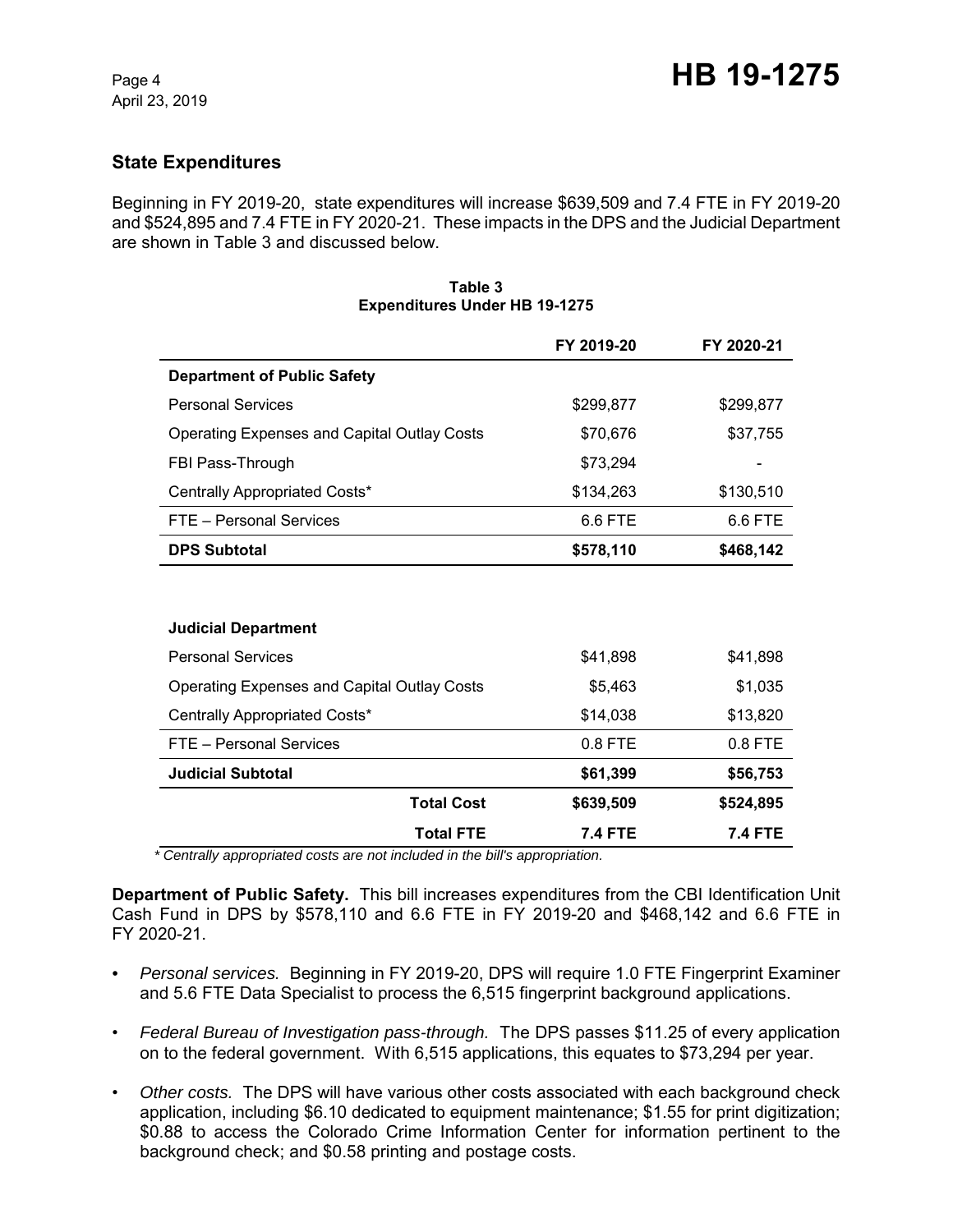## State Expenditures

Beginning in FY 2019-20, state expenditures will increase $639,509 and 7.4 FTE in FY 2019-20 and $524,895 and 7.4 FTE in FY 2020-21. These impacts in the DPS and the Judicial Department are shown in Table 3 and discussed below.

**Table 3**
**Expenditures Under HB 19-1275**

| | FY 2019-20 | FY 2020-21 |
|---|---|---|
| **Department of Public Safety** | | |
| Personal Services | $299,877 | $299,877 |
| Operating Expenses and Capital Outlay Costs | $70,676 | $37,755 |
| FBI Pass-Through | $73,294 | - |
| Centrally Appropriated Costs* | $134,263 | $130,510 |
| FTE – Personal Services | 6.6 FTE | 6.6 FTE |
| **DPS Subtotal** | **$578,110** | **$468,142** |
| | | |
| **Judicial Department** | | |
| Personal Services | $41,898 | $41,898 |
| Operating Expenses and Capital Outlay Costs | $5,463 | $1,035 |
| Centrally Appropriated Costs* | $14,038 | $13,820 |
| FTE – Personal Services | 0.8 FTE | 0.8 FTE |
| **Judicial Subtotal** | **$61,399** | **$56,753** |
| **Total Cost** | **$639,509** | **$524,895** |
| **Total FTE** | **7.4 FTE** | **7.4 FTE** |

*\* Centrally appropriated costs are not included in the bill's appropriation.*

**Department of Public Safety.** This bill increases expenditures from the CBI Identification Unit Cash Fund in DPS by $578,110 and 6.6 FTE in FY 2019-20 and $468,142 and 6.6 FTE in FY 2020-21.

- *Personal services.* Beginning in FY 2019-20, DPS will require 1.0 FTE Fingerprint Examiner and 5.6 FTE Data Specialist to process the 6,515 fingerprint background applications.
- *Federal Bureau of Investigation pass-through.* The DPS passes $11.25 of every application on to the federal government. With 6,515 applications, this equates to $73,294 per year.
- *Other costs.* The DPS will have various other costs associated with each background check application, including $6.10 dedicated to equipment maintenance; $1.55 for print digitization; $0.88 to access the Colorado Crime Information Center for information pertinent to the background check; and $0.58 printing and postage costs.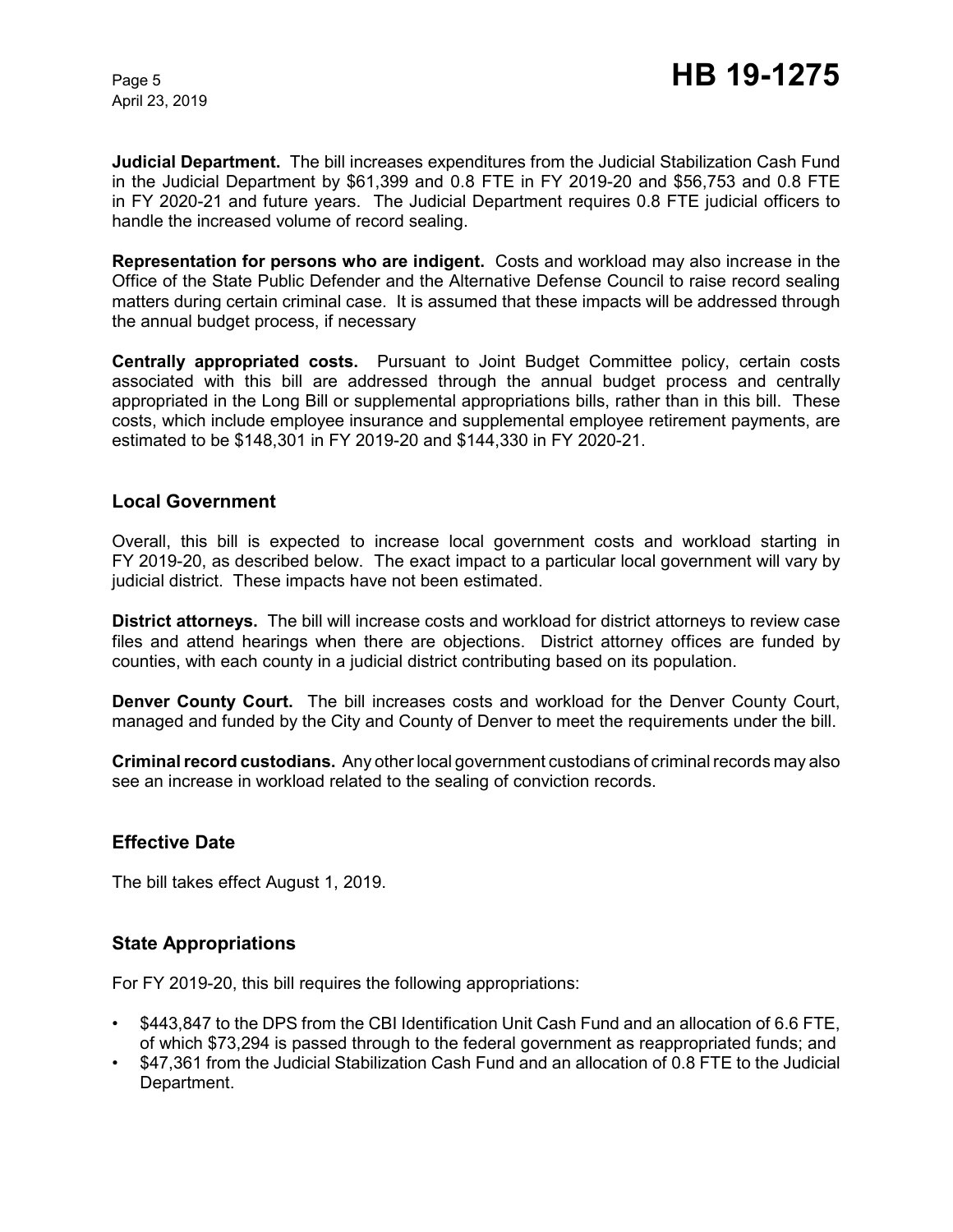**Judicial Department.** The bill increases expenditures from the Judicial Stabilization Cash Fund in the Judicial Department by $61,399 and 0.8 FTE in FY 2019-20 and $56,753 and 0.8 FTE in FY 2020-21 and future years. The Judicial Department requires 0.8 FTE judicial officers to handle the increased volume of record sealing.

**Representation for persons who are indigent.** Costs and workload may also increase in the Office of the State Public Defender and the Alternative Defense Council to raise record sealing matters during certain criminal case. It is assumed that these impacts will be addressed through the annual budget process, if necessary

**Centrally appropriated costs.** Pursuant to Joint Budget Committee policy, certain costs associated with this bill are addressed through the annual budget process and centrally appropriated in the Long Bill or supplemental appropriations bills, rather than in this bill. These costs, which include employee insurance and supplemental employee retirement payments, are estimated to be $148,301 in FY 2019-20 and $144,330 in FY 2020-21.

## Local Government

Overall, this bill is expected to increase local government costs and workload starting in FY 2019-20, as described below. The exact impact to a particular local government will vary by judicial district. These impacts have not been estimated.

**District attorneys.** The bill will increase costs and workload for district attorneys to review case files and attend hearings when there are objections. District attorney offices are funded by counties, with each county in a judicial district contributing based on its population.

**Denver County Court.** The bill increases costs and workload for the Denver County Court, managed and funded by the City and County of Denver to meet the requirements under the bill.

**Criminal record custodians.** Any other local government custodians of criminal records may also see an increase in workload related to the sealing of conviction records.

## Effective Date

The bill takes effect August 1, 2019.

## State Appropriations

For FY 2019-20, this bill requires the following appropriations:

- $443,847 to the DPS from the CBI Identification Unit Cash Fund and an allocation of 6.6 FTE, of which $73,294 is passed through to the federal government as reappropriated funds; and
- $47,361 from the Judicial Stabilization Cash Fund and an allocation of 0.8 FTE to the Judicial Department.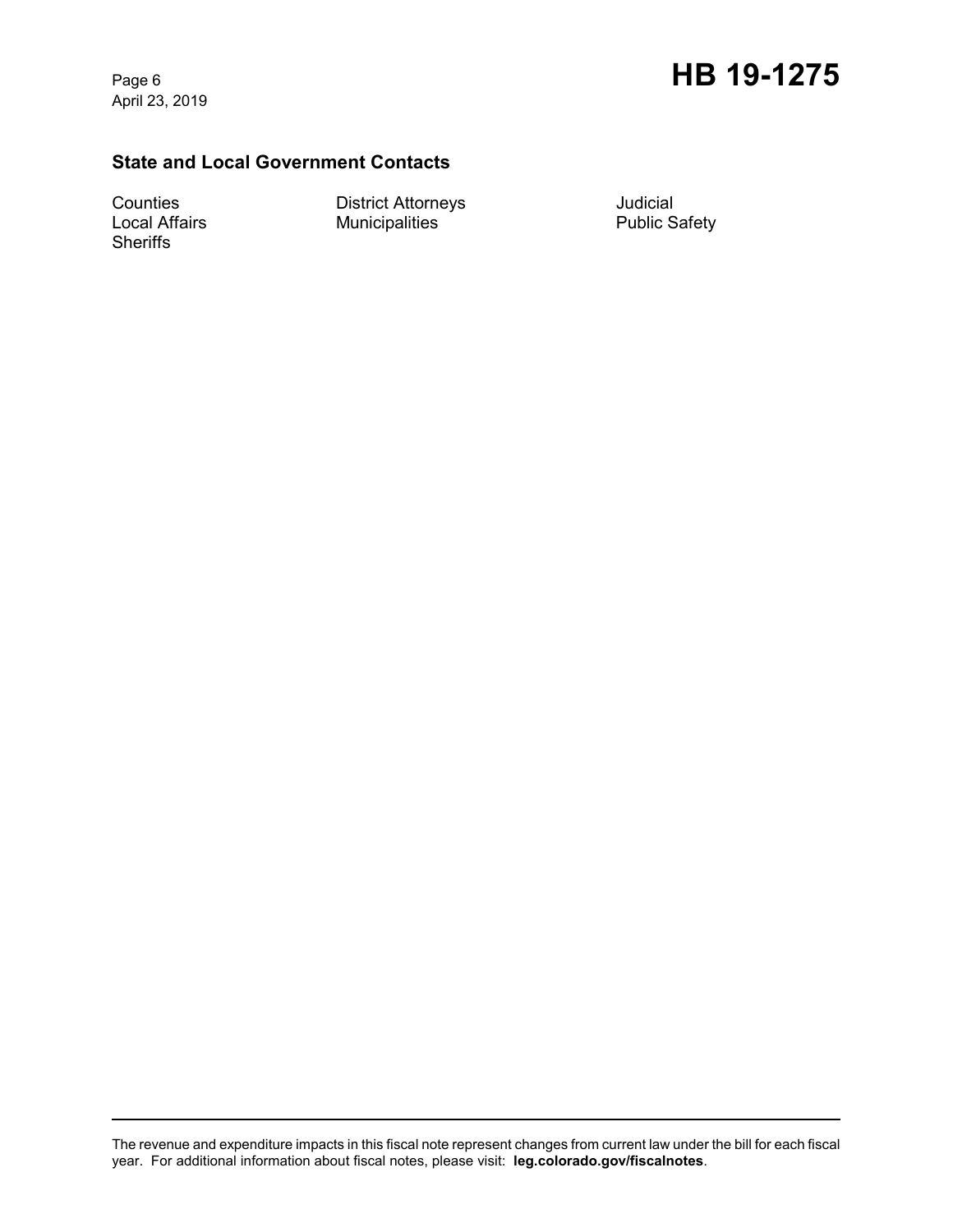## State and Local Government Contacts

| | | |
|---|---|---|
| Counties | District Attorneys | Judicial |
| Local Affairs | Municipalities | Public Safety |
| Sheriffs | | |

The revenue and expenditure impacts in this fiscal note represent changes from current law under the bill for each fiscal year. For additional information about fiscal notes, please visit: **leg.colorado.gov/fiscalnotes**.